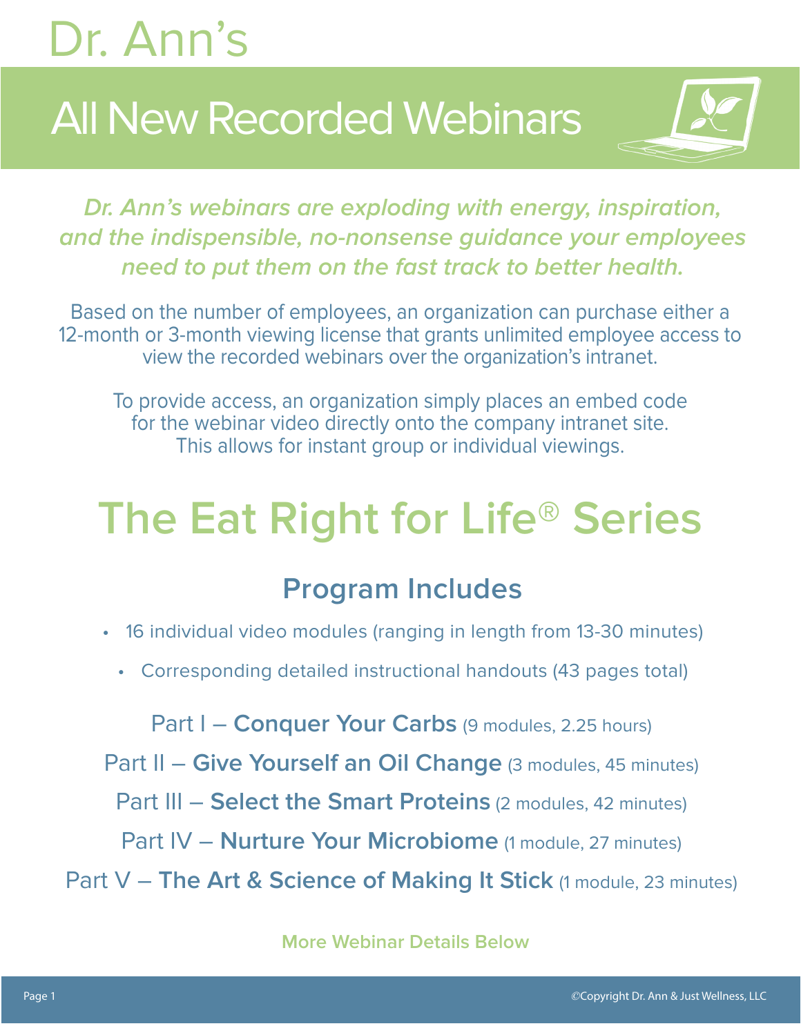# Dr. Ann's

## All New Recorded Webinars

***Dr. Ann's webinars are exploding with energy, inspiration, and the indispensible, no-nonsense guidance your employees need to put them on the fast track to better health.***

Based on the number of employees, an organization can purchase either a 12-month or 3-month viewing license that grants unlimited employee access to view the recorded webinars over the organization's intranet.

To provide access, an organization simply places an embed code for the webinar video directly onto the company intranet site. This allows for instant group or individual viewings.

# The Eat Right for Life® Series

## Program Includes

- 16 individual video modules (ranging in length from 13-30 minutes)
- Corresponding detailed instructional handouts (43 pages total)

Part I – **Conquer Your Carbs** (9 modules, 2.25 hours)

Part II – **Give Yourself an Oil Change** (3 modules, 45 minutes)

Part III – **Select the Smart Proteins** (2 modules, 42 minutes)

Part IV – **Nurture Your Microbiome** (1 module, 27 minutes)

Part V – **The Art & Science of Making It Stick** (1 module, 23 minutes)

**More Webinar Details Below**

©Copyright Dr. Ann & Just Wellness, LLC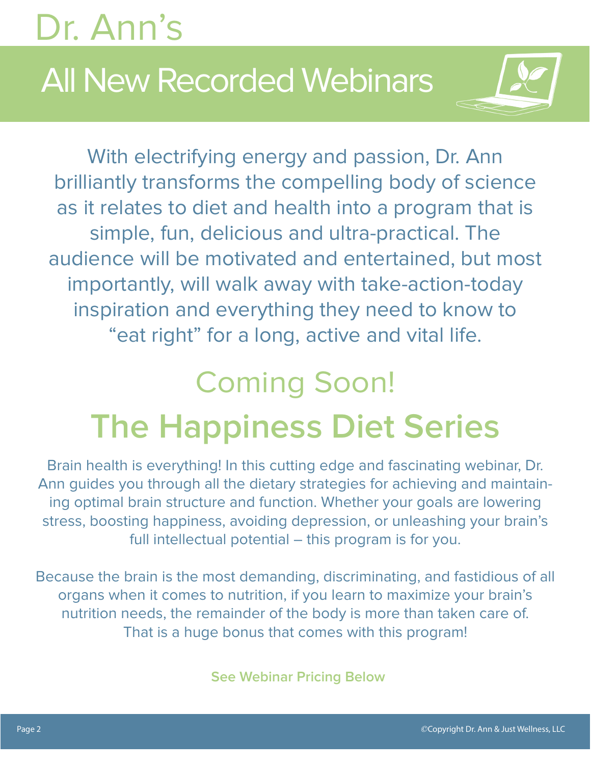# Dr. Ann's

## All New Recorded Webinars

With electrifying energy and passion, Dr. Ann brilliantly transforms the compelling body of science as it relates to diet and health into a program that is simple, fun, delicious and ultra-practical. The audience will be motivated and entertained, but most importantly, will walk away with take-action-today inspiration and everything they need to know to "eat right" for a long, active and vital life.

## Coming Soon!

# The Happiness Diet Series

Brain health is everything! In this cutting edge and fascinating webinar, Dr. Ann guides you through all the dietary strategies for achieving and maintaining optimal brain structure and function. Whether your goals are lowering stress, boosting happiness, avoiding depression, or unleashing your brain's full intellectual potential – this program is for you.

Because the brain is the most demanding, discriminating, and fastidious of all organs when it comes to nutrition, if you learn to maximize your brain's nutrition needs, the remainder of the body is more than taken care of. That is a huge bonus that comes with this program!

**See Webinar Pricing Below**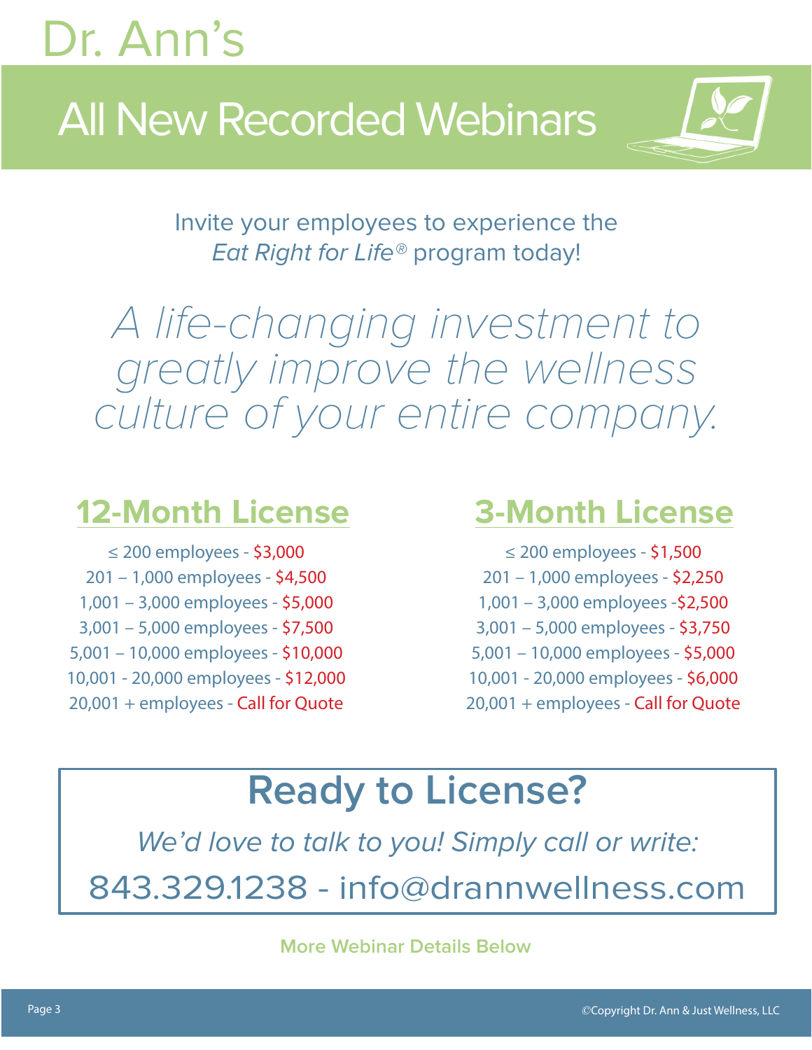# Dr. Ann's

## All New Recorded Webinars

Invite your employees to experience the *Eat Right for Life®* program today!

*A life-changing investment to greatly improve the wellness culture of your entire company.*

### 12-Month License

≤ 200 employees - $3,000
201 – 1,000 employees - $4,500
1,001 – 3,000 employees - $5,000
3,001 – 5,000 employees - $7,500
5,001 – 10,000 employees - $10,000
10,001 - 20,000 employees - $12,000
20,001 + employees - Call for Quote

### 3-Month License

≤ 200 employees - $1,500
201 – 1,000 employees - $2,250
1,001 – 3,000 employees -$2,500
3,001 – 5,000 employees - $3,750
5,001 – 10,000 employees - $5,000
10,001 - 20,000 employees - $6,000
20,001 + employees - Call for Quote

## Ready to License?

*We'd love to talk to you! Simply call or write:*

843.329.1238 - info@drannwellness.com

**More Webinar Details Below**

©Copyright Dr. Ann & Just Wellness, LLC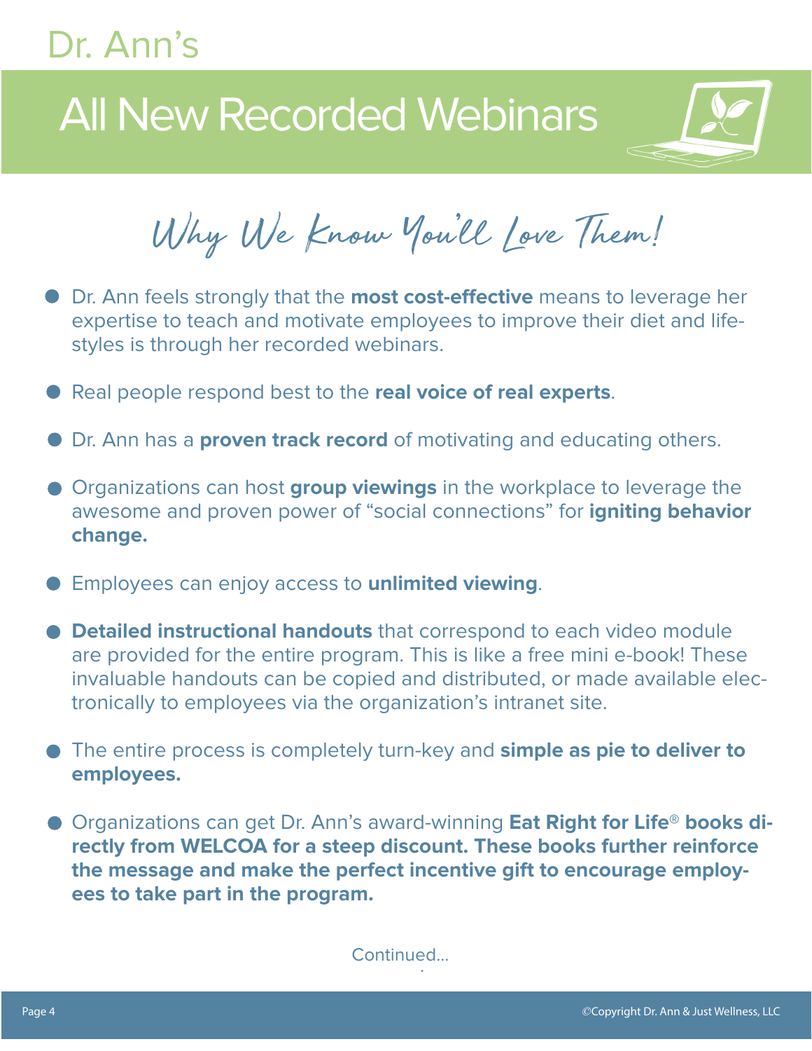Dr. Ann's

# All New Recorded Webinars

## Why We Know You'll Love Them!

- Dr. Ann feels strongly that the **most cost-effective** means to leverage her expertise to teach and motivate employees to improve their diet and lifestyles is through her recorded webinars.
- Real people respond best to the **real voice of real experts**.
- Dr. Ann has a **proven track record** of motivating and educating others.
- Organizations can host **group viewings** in the workplace to leverage the awesome and proven power of "social connections" for **igniting behavior change.**
- Employees can enjoy access to **unlimited viewing**.
- **Detailed instructional handouts** that correspond to each video module are provided for the entire program. This is like a free mini e-book! These invaluable handouts can be copied and distributed, or made available electronically to employees via the organization's intranet site.
- The entire process is completely turn-key and **simple as pie to deliver to employees.**
- Organizations can get Dr. Ann's award-winning **Eat Right for Life® books directly from WELCOA for a steep discount. These books further reinforce the message and make the perfect incentive gift to encourage employees to take part in the program.**

Continued...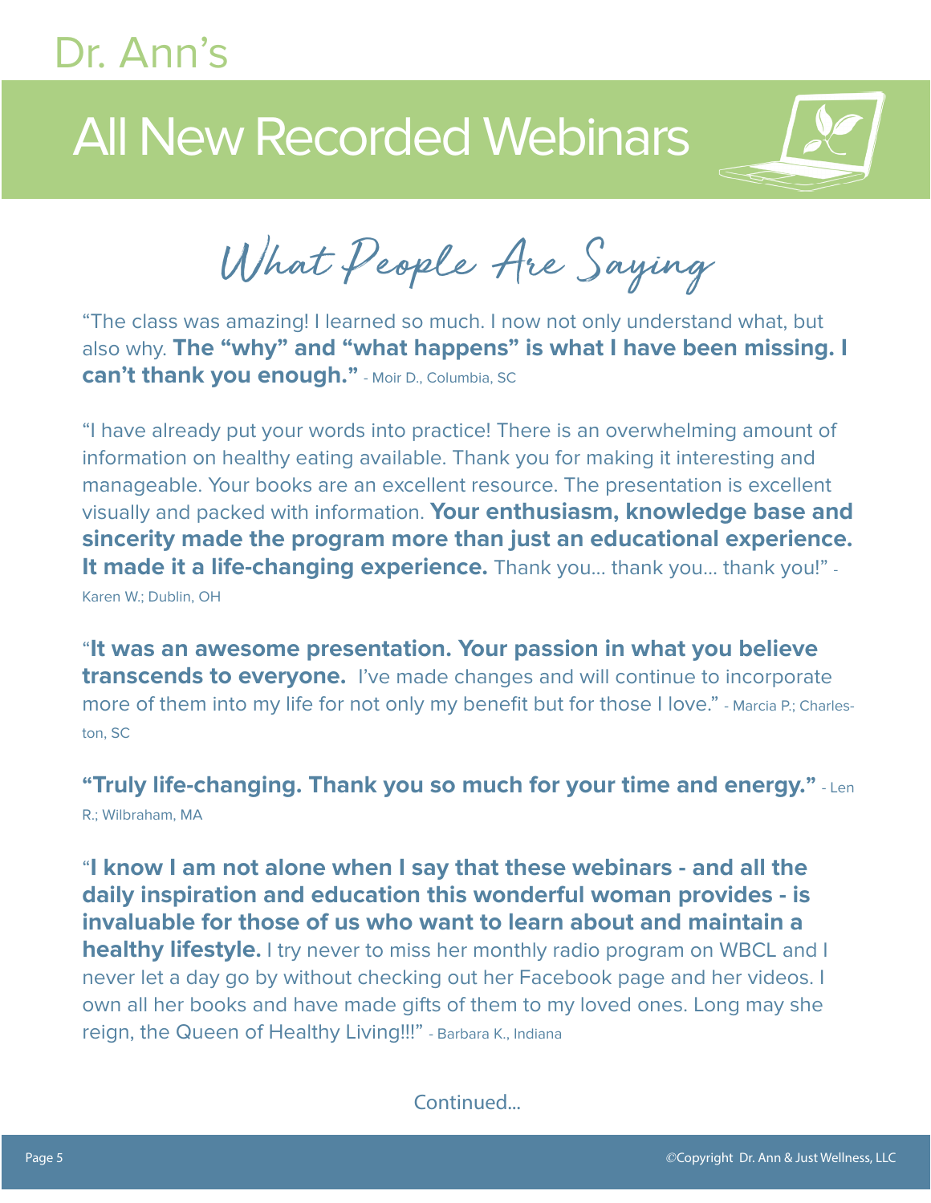Dr. Ann's

# All New Recorded Webinars

## What People Are Saying

"The class was amazing! I learned so much. I now not only understand what, but also why. **The "why" and "what happens" is what I have been missing. I can't thank you enough."** - Moir D., Columbia, SC

"I have already put your words into practice! There is an overwhelming amount of information on healthy eating available. Thank you for making it interesting and manageable. Your books are an excellent resource. The presentation is excellent visually and packed with information. **Your enthusiasm, knowledge base and sincerity made the program more than just an educational experience. It made it a life-changing experience.** Thank you... thank you... thank you!" - Karen W.; Dublin, OH

"**It was an awesome presentation. Your passion in what you believe transcends to everyone.** I've made changes and will continue to incorporate more of them into my life for not only my benefit but for those I love." - Marcia P.; Charleston, SC

**"Truly life-changing. Thank you so much for your time and energy."** - Len R.; Wilbraham, MA

"**I know I am not alone when I say that these webinars - and all the daily inspiration and education this wonderful woman provides - is invaluable for those of us who want to learn about and maintain a healthy lifestyle.** I try never to miss her monthly radio program on WBCL and I never let a day go by without checking out her Facebook page and her videos. I own all her books and have made gifts of them to my loved ones. Long may she reign, the Queen of Healthy Living!!!" - Barbara K., Indiana

Continued...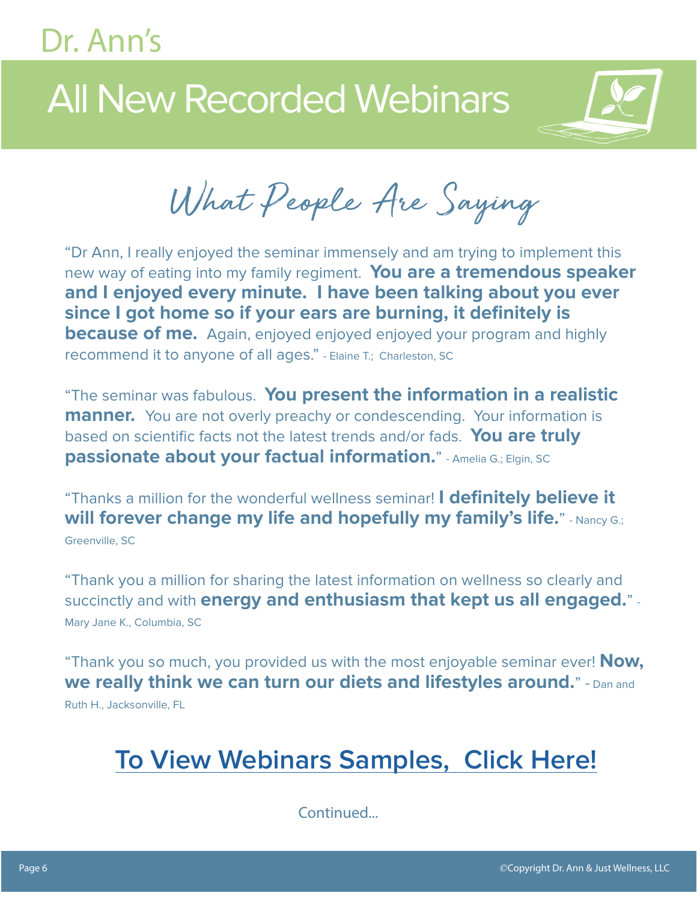Dr. Ann's

# All New Recorded Webinars

## What People Are Saying

"Dr Ann, I really enjoyed the seminar immensely and am trying to implement this new way of eating into my family regiment. **You are a tremendous speaker and I enjoyed every minute. I have been talking about you ever since I got home so if your ears are burning, it definitely is because of me.** Again, enjoyed enjoyed enjoyed your program and highly recommend it to anyone of all ages." - Elaine T.; Charleston, SC

"The seminar was fabulous. **You present the information in a realistic manner.** You are not overly preachy or condescending. Your information is based on scientific facts not the latest trends and/or fads. **You are truly passionate about your factual information.**" - Amelia G.; Elgin, SC

"Thanks a million for the wonderful wellness seminar! **I definitely believe it will forever change my life and hopefully my family's life.**" - Nancy G.; Greenville, SC

"Thank you a million for sharing the latest information on wellness so clearly and succinctly and with **energy and enthusiasm that kept us all engaged.**" - Mary Jane K., Columbia, SC

"Thank you so much, you provided us with the most enjoyable seminar ever! **Now, we really think we can turn our diets and lifestyles around.**" - Dan and Ruth H., Jacksonville, FL

## To View Webinars Samples, Click Here!

Continued...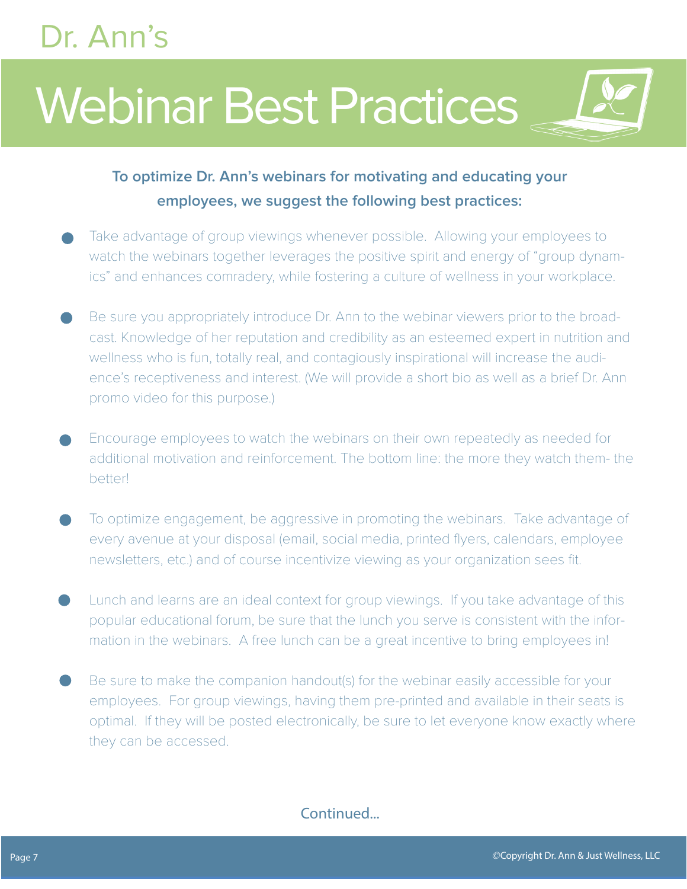Dr. Ann's

# Webinar Best Practices

**To optimize Dr. Ann's webinars for motivating and educating your employees, we suggest the following best practices:**

- Take advantage of group viewings whenever possible. Allowing your employees to watch the webinars together leverages the positive spirit and energy of "group dynamics" and enhances comradery, while fostering a culture of wellness in your workplace.

- Be sure you appropriately introduce Dr. Ann to the webinar viewers prior to the broadcast. Knowledge of her reputation and credibility as an esteemed expert in nutrition and wellness who is fun, totally real, and contagiously inspirational will increase the audience's receptiveness and interest. (We will provide a short bio as well as a brief Dr. Ann promo video for this purpose.)

- Encourage employees to watch the webinars on their own repeatedly as needed for additional motivation and reinforcement. The bottom line: the more they watch them- the better!

- To optimize engagement, be aggressive in promoting the webinars. Take advantage of every avenue at your disposal (email, social media, printed flyers, calendars, employee newsletters, etc.) and of course incentivize viewing as your organization sees fit.

- Lunch and learns are an ideal context for group viewings. If you take advantage of this popular educational forum, be sure that the lunch you serve is consistent with the information in the webinars. A free lunch can be a great incentive to bring employees in!

- Be sure to make the companion handout(s) for the webinar easily accessible for your employees. For group viewings, having them pre-printed and available in their seats is optimal. If they will be posted electronically, be sure to let everyone know exactly where they can be accessed.

Continued...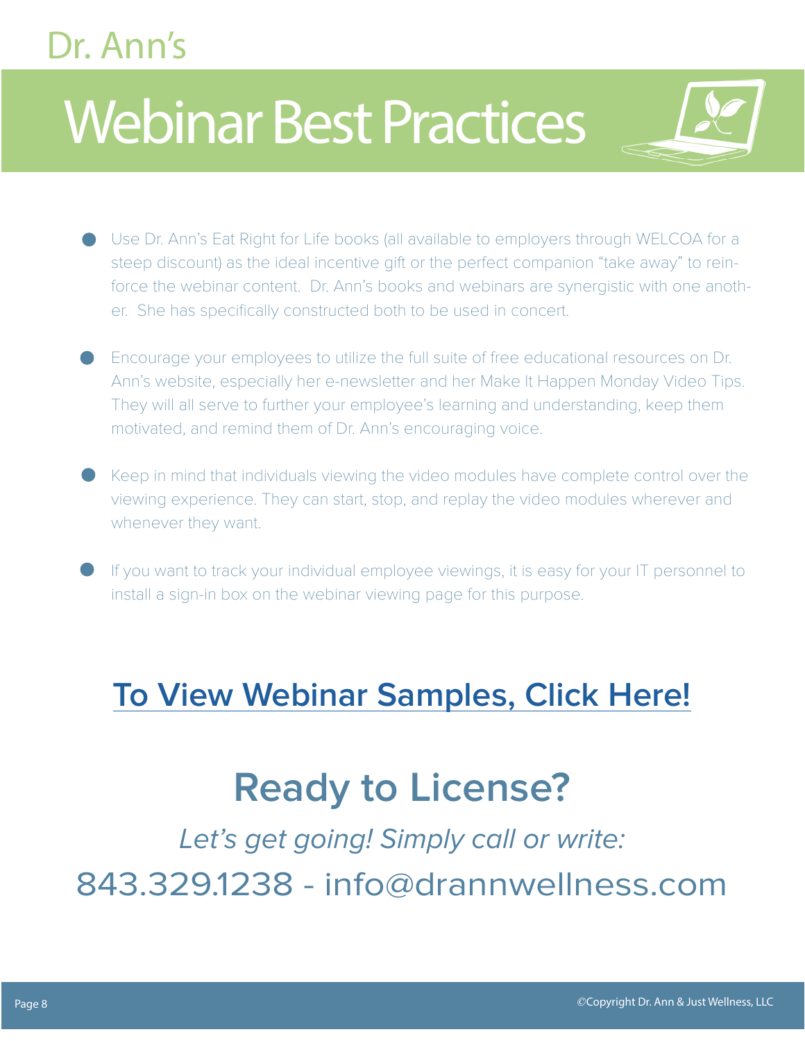Dr. Ann's

# Webinar Best Practices

- Use Dr. Ann's Eat Right for Life books (all available to employers through WELCOA for a steep discount) as the ideal incentive gift or the perfect companion "take away" to reinforce the webinar content. Dr. Ann's books and webinars are synergistic with one another. She has specifically constructed both to be used in concert.

- Encourage your employees to utilize the full suite of free educational resources on Dr. Ann's website, especially her e-newsletter and her Make It Happen Monday Video Tips. They will all serve to further your employee's learning and understanding, keep them motivated, and remind them of Dr. Ann's encouraging voice.

- Keep in mind that individuals viewing the video modules have complete control over the viewing experience. They can start, stop, and replay the video modules wherever and whenever they want.

- If you want to track your individual employee viewings, it is easy for your IT personnel to install a sign-in box on the webinar viewing page for this purpose.

## To View Webinar Samples, Click Here!

## Ready to License?

*Let's get going! Simply call or write:*

843.329.1238 - info@drannwellness.com

©Copyright Dr. Ann & Just Wellness, LLC